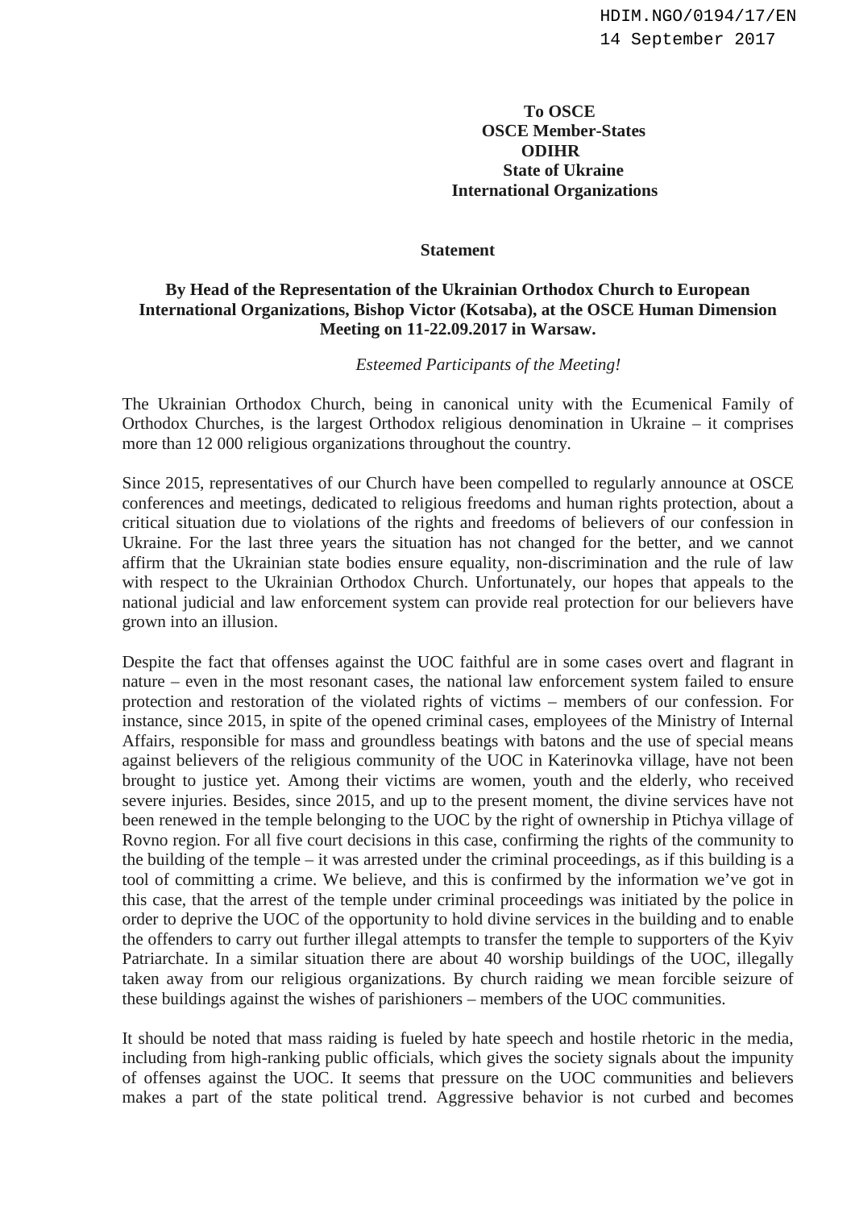HDIM.NGO/0194/17/EN
14 September 2017

**To OSCE**
**OSCE Member-States**
**ODIHR**
**State of Ukraine**
**International Organizations**

**Statement**

**By Head of the Representation of the Ukrainian Orthodox Church to European International Organizations, Bishop Victor (Kotsaba), at the OSCE Human Dimension Meeting on 11-22.09.2017 in Warsaw.**

*Esteemed Participants of the Meeting!*

The Ukrainian Orthodox Church, being in canonical unity with the Ecumenical Family of Orthodox Churches, is the largest Orthodox religious denomination in Ukraine – it comprises more than 12 000 religious organizations throughout the country.

Since 2015, representatives of our Church have been compelled to regularly announce at OSCE conferences and meetings, dedicated to religious freedoms and human rights protection, about a critical situation due to violations of the rights and freedoms of believers of our confession in Ukraine. For the last three years the situation has not changed for the better, and we cannot affirm that the Ukrainian state bodies ensure equality, non-discrimination and the rule of law with respect to the Ukrainian Orthodox Church. Unfortunately, our hopes that appeals to the national judicial and law enforcement system can provide real protection for our believers have grown into an illusion.

Despite the fact that offenses against the UOC faithful are in some cases overt and flagrant in nature – even in the most resonant cases, the national law enforcement system failed to ensure protection and restoration of the violated rights of victims – members of our confession. For instance, since 2015, in spite of the opened criminal cases, employees of the Ministry of Internal Affairs, responsible for mass and groundless beatings with batons and the use of special means against believers of the religious community of the UOC in Katerinovka village, have not been brought to justice yet. Among their victims are women, youth and the elderly, who received severe injuries. Besides, since 2015, and up to the present moment, the divine services have not been renewed in the temple belonging to the UOC by the right of ownership in Ptichya village of Rovno region. For all five court decisions in this case, confirming the rights of the community to the building of the temple – it was arrested under the criminal proceedings, as if this building is a tool of committing a crime. We believe, and this is confirmed by the information we've got in this case, that the arrest of the temple under criminal proceedings was initiated by the police in order to deprive the UOC of the opportunity to hold divine services in the building and to enable the offenders to carry out further illegal attempts to transfer the temple to supporters of the Kyiv Patriarchate. In a similar situation there are about 40 worship buildings of the UOC, illegally taken away from our religious organizations. By church raiding we mean forcible seizure of these buildings against the wishes of parishioners – members of the UOC communities.

It should be noted that mass raiding is fueled by hate speech and hostile rhetoric in the media, including from high-ranking public officials, which gives the society signals about the impunity of offenses against the UOC. It seems that pressure on the UOC communities and believers makes a part of the state political trend. Aggressive behavior is not curbed and becomes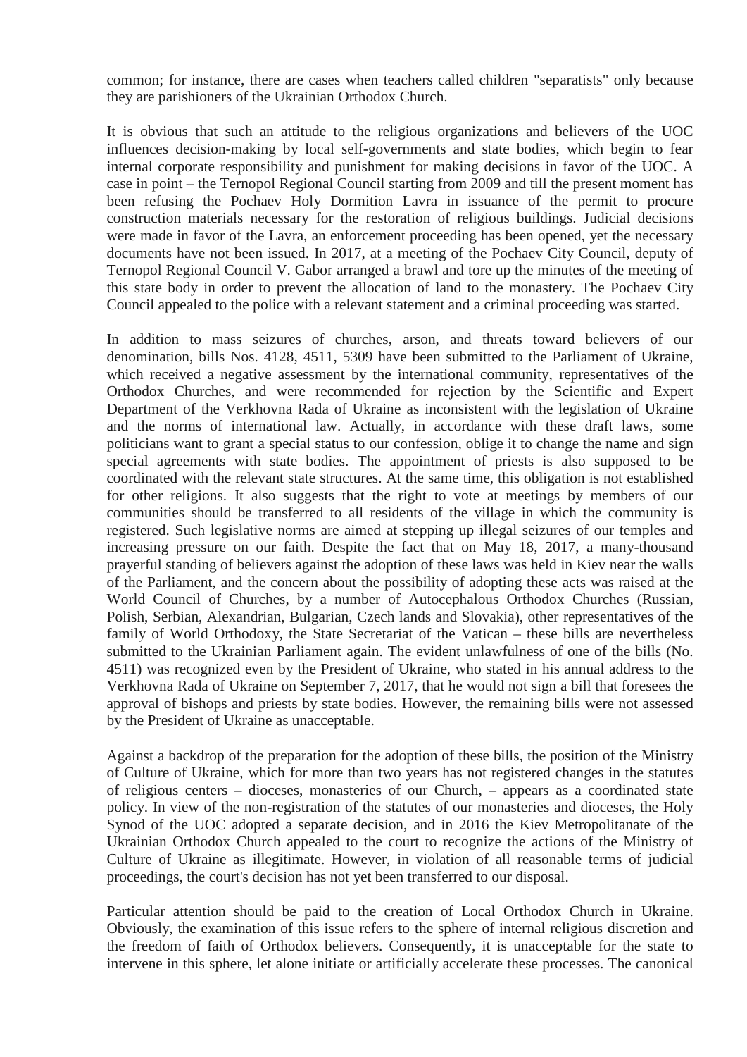common; for instance, there are cases when teachers called children "separatists" only because they are parishioners of the Ukrainian Orthodox Church.

It is obvious that such an attitude to the religious organizations and believers of the UOC influences decision-making by local self-governments and state bodies, which begin to fear internal corporate responsibility and punishment for making decisions in favor of the UOC. A case in point – the Ternopol Regional Council starting from 2009 and till the present moment has been refusing the Pochaev Holy Dormition Lavra in issuance of the permit to procure construction materials necessary for the restoration of religious buildings. Judicial decisions were made in favor of the Lavra, an enforcement proceeding has been opened, yet the necessary documents have not been issued. In 2017, at a meeting of the Pochaev City Council, deputy of Ternopol Regional Council V. Gabor arranged a brawl and tore up the minutes of the meeting of this state body in order to prevent the allocation of land to the monastery. The Pochaev City Council appealed to the police with a relevant statement and a criminal proceeding was started.

In addition to mass seizures of churches, arson, and threats toward believers of our denomination, bills Nos. 4128, 4511, 5309 have been submitted to the Parliament of Ukraine, which received a negative assessment by the international community, representatives of the Orthodox Churches, and were recommended for rejection by the Scientific and Expert Department of the Verkhovna Rada of Ukraine as inconsistent with the legislation of Ukraine and the norms of international law. Actually, in accordance with these draft laws, some politicians want to grant a special status to our confession, oblige it to change the name and sign special agreements with state bodies. The appointment of priests is also supposed to be coordinated with the relevant state structures. At the same time, this obligation is not established for other religions. It also suggests that the right to vote at meetings by members of our communities should be transferred to all residents of the village in which the community is registered. Such legislative norms are aimed at stepping up illegal seizures of our temples and increasing pressure on our faith. Despite the fact that on May 18, 2017, a many-thousand prayerful standing of believers against the adoption of these laws was held in Kiev near the walls of the Parliament, and the concern about the possibility of adopting these acts was raised at the World Council of Churches, by a number of Autocephalous Orthodox Churches (Russian, Polish, Serbian, Alexandrian, Bulgarian, Czech lands and Slovakia), other representatives of the family of World Orthodoxy, the State Secretariat of the Vatican – these bills are nevertheless submitted to the Ukrainian Parliament again. The evident unlawfulness of one of the bills (No. 4511) was recognized even by the President of Ukraine, who stated in his annual address to the Verkhovna Rada of Ukraine on September 7, 2017, that he would not sign a bill that foresees the approval of bishops and priests by state bodies. However, the remaining bills were not assessed by the President of Ukraine as unacceptable.

Against a backdrop of the preparation for the adoption of these bills, the position of the Ministry of Culture of Ukraine, which for more than two years has not registered changes in the statutes of religious centers – dioceses, monasteries of our Church, – appears as a coordinated state policy. In view of the non-registration of the statutes of our monasteries and dioceses, the Holy Synod of the UOC adopted a separate decision, and in 2016 the Kiev Metropolitanate of the Ukrainian Orthodox Church appealed to the court to recognize the actions of the Ministry of Culture of Ukraine as illegitimate. However, in violation of all reasonable terms of judicial proceedings, the court's decision has not yet been transferred to our disposal.

Particular attention should be paid to the creation of Local Orthodox Church in Ukraine. Obviously, the examination of this issue refers to the sphere of internal religious discretion and the freedom of faith of Orthodox believers. Consequently, it is unacceptable for the state to intervene in this sphere, let alone initiate or artificially accelerate these processes. The canonical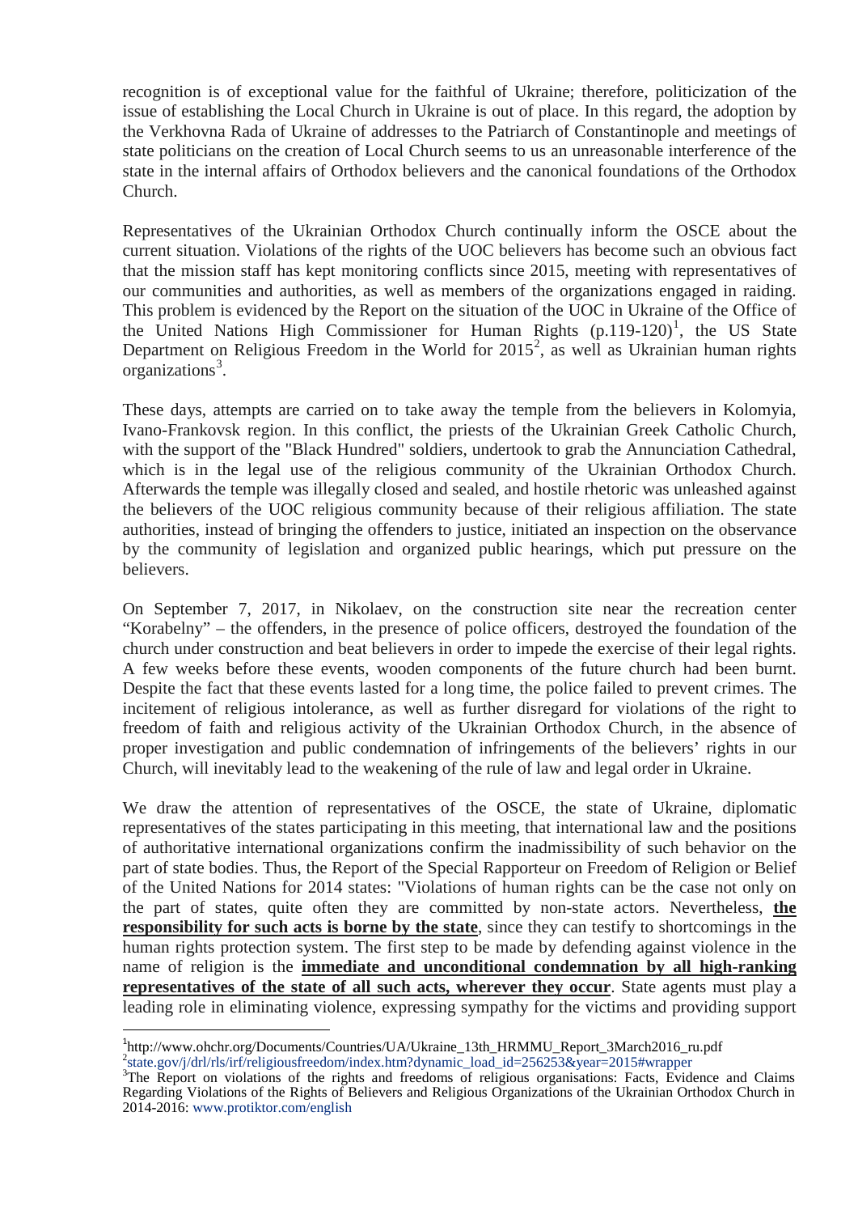recognition is of exceptional value for the faithful of Ukraine; therefore, politicization of the issue of establishing the Local Church in Ukraine is out of place. In this regard, the adoption by the Verkhovna Rada of Ukraine of addresses to the Patriarch of Constantinople and meetings of state politicians on the creation of Local Church seems to us an unreasonable interference of the state in the internal affairs of Orthodox believers and the canonical foundations of the Orthodox Church.

Representatives of the Ukrainian Orthodox Church continually inform the OSCE about the current situation. Violations of the rights of the UOC believers has become such an obvious fact that the mission staff has kept monitoring conflicts since 2015, meeting with representatives of our communities and authorities, as well as members of the organizations engaged in raiding. This problem is evidenced by the Report on the situation of the UOC in Ukraine of the Office of the United Nations High Commissioner for Human Rights (p.119-120)[1], the US State Department on Religious Freedom in the World for 2015[2], as well as Ukrainian human rights organizations[3].

These days, attempts are carried on to take away the temple from the believers in Kolomyia, Ivano-Frankovsk region. In this conflict, the priests of the Ukrainian Greek Catholic Church, with the support of the "Black Hundred" soldiers, undertook to grab the Annunciation Cathedral, which is in the legal use of the religious community of the Ukrainian Orthodox Church. Afterwards the temple was illegally closed and sealed, and hostile rhetoric was unleashed against the believers of the UOC religious community because of their religious affiliation. The state authorities, instead of bringing the offenders to justice, initiated an inspection on the observance by the community of legislation and organized public hearings, which put pressure on the believers.

On September 7, 2017, in Nikolaev, on the construction site near the recreation center "Korabelny" – the offenders, in the presence of police officers, destroyed the foundation of the church under construction and beat believers in order to impede the exercise of their legal rights. A few weeks before these events, wooden components of the future church had been burnt. Despite the fact that these events lasted for a long time, the police failed to prevent crimes. The incitement of religious intolerance, as well as further disregard for violations of the right to freedom of faith and religious activity of the Ukrainian Orthodox Church, in the absence of proper investigation and public condemnation of infringements of the believers' rights in our Church, will inevitably lead to the weakening of the rule of law and legal order in Ukraine.

We draw the attention of representatives of the OSCE, the state of Ukraine, diplomatic representatives of the states participating in this meeting, that international law and the positions of authoritative international organizations confirm the inadmissibility of such behavior on the part of state bodies. Thus, the Report of the Special Rapporteur on Freedom of Religion or Belief of the United Nations for 2014 states: "Violations of human rights can be the case not only on the part of states, quite often they are committed by non-state actors. Nevertheless, **the responsibility for such acts is borne by the state**, since they can testify to shortcomings in the human rights protection system. The first step to be made by defending against violence in the name of religion is the **immediate and unconditional condemnation by all high-ranking representatives of the state of all such acts, wherever they occur**. State agents must play a leading role in eliminating violence, expressing sympathy for the victims and providing support

---

[1] http://www.ohchr.org/Documents/Countries/UA/Ukraine_13th_HRMMU_Report_3March2016_ru.pdf

[2] state.gov/j/drl/rls/irf/religiousfreedom/index.htm?dynamic_load_id=256253&year=2015#wrapper

[3] The Report on violations of the rights and freedoms of religious organisations: Facts, Evidence and Claims Regarding Violations of the Rights of Believers and Religious Organizations of the Ukrainian Orthodox Church in 2014-2016: www.protiktor.com/english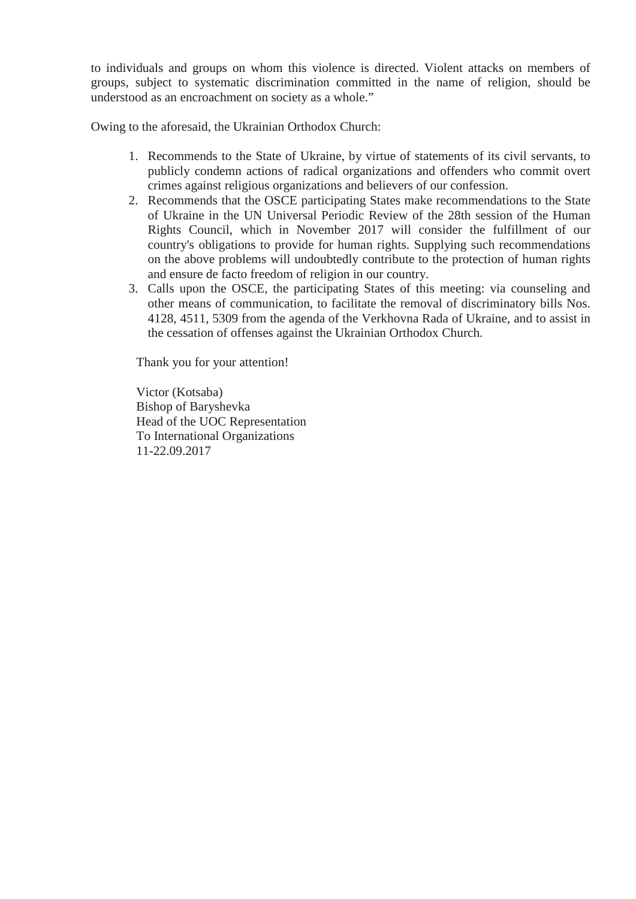to individuals and groups on whom this violence is directed. Violent attacks on members of groups, subject to systematic discrimination committed in the name of religion, should be understood as an encroachment on society as a whole."

Owing to the aforesaid, the Ukrainian Orthodox Church:

1. Recommends to the State of Ukraine, by virtue of statements of its civil servants, to publicly condemn actions of radical organizations and offenders who commit overt crimes against religious organizations and believers of our confession.
2. Recommends that the OSCE participating States make recommendations to the State of Ukraine in the UN Universal Periodic Review of the 28th session of the Human Rights Council, which in November 2017 will consider the fulfillment of our country's obligations to provide for human rights. Supplying such recommendations on the above problems will undoubtedly contribute to the protection of human rights and ensure de facto freedom of religion in our country.
3. Calls upon the OSCE, the participating States of this meeting: via counseling and other means of communication, to facilitate the removal of discriminatory bills Nos. 4128, 4511, 5309 from the agenda of the Verkhovna Rada of Ukraine, and to assist in the cessation of offenses against the Ukrainian Orthodox Church.

Thank you for your attention!

Victor (Kotsaba)
Bishop of Baryshevka
Head of the UOC Representation
To International Organizations
11-22.09.2017